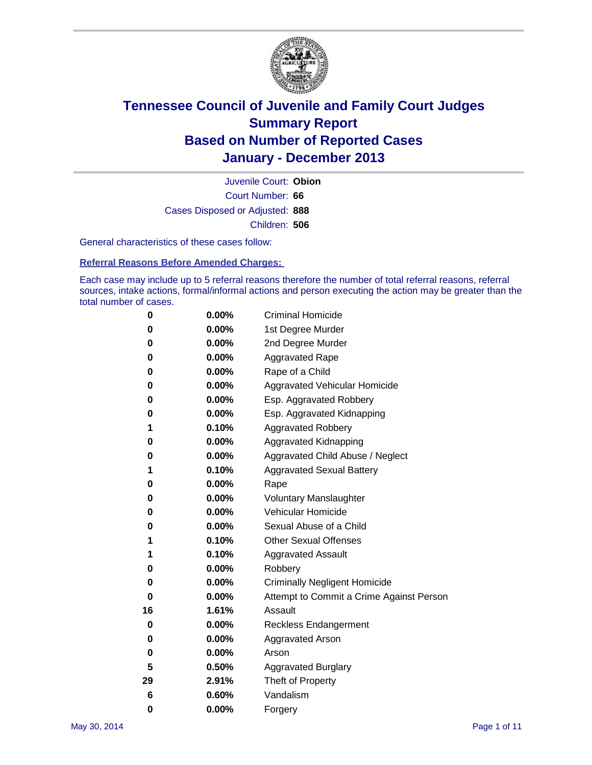# Tennessee Council of Juvenile and Family Court Judges
## Summary Report
## Based on Number of Reported Cases
## January - December 2013

Juvenile Court: **Obion**
Court Number: **66**
Cases Disposed or Adjusted: **888**
Children: **506**

General characteristics of these cases follow:

### Referral Reasons Before Amended Charges:

Each case may include up to 5 referral reasons therefore the number of total referral reasons, referral sources, intake actions, formal/informal actions and person executing the action may be greater than the total number of cases.

| | | |
|---|---|---|
| 0 | 0.00% | Criminal Homicide |
| 0 | 0.00% | 1st Degree Murder |
| 0 | 0.00% | 2nd Degree Murder |
| 0 | 0.00% | Aggravated Rape |
| 0 | 0.00% | Rape of a Child |
| 0 | 0.00% | Aggravated Vehicular Homicide |
| 0 | 0.00% | Esp. Aggravated Robbery |
| 0 | 0.00% | Esp. Aggravated Kidnapping |
| 1 | 0.10% | Aggravated Robbery |
| 0 | 0.00% | Aggravated Kidnapping |
| 0 | 0.00% | Aggravated Child Abuse / Neglect |
| 1 | 0.10% | Aggravated Sexual Battery |
| 0 | 0.00% | Rape |
| 0 | 0.00% | Voluntary Manslaughter |
| 0 | 0.00% | Vehicular Homicide |
| 0 | 0.00% | Sexual Abuse of a Child |
| 1 | 0.10% | Other Sexual Offenses |
| 1 | 0.10% | Aggravated Assault |
| 0 | 0.00% | Robbery |
| 0 | 0.00% | Criminally Negligent Homicide |
| 0 | 0.00% | Attempt to Commit a Crime Against Person |
| 16 | 1.61% | Assault |
| 0 | 0.00% | Reckless Endangerment |
| 0 | 0.00% | Aggravated Arson |
| 0 | 0.00% | Arson |
| 5 | 0.50% | Aggravated Burglary |
| 29 | 2.91% | Theft of Property |
| 6 | 0.60% | Vandalism |
| 0 | 0.00% | Forgery |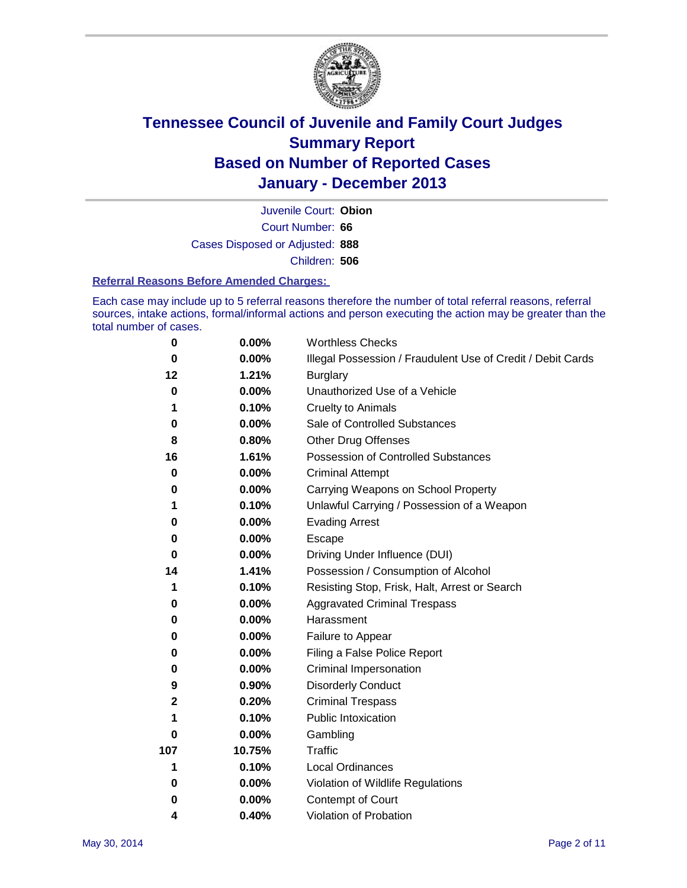# Tennessee Council of Juvenile and Family Court Judges
# Summary Report
# Based on Number of Reported Cases
# January - December 2013

Juvenile Court: **Obion**

Court Number: **66**

Cases Disposed or Adjusted: **888**

Children: **506**

### Referral Reasons Before Amended Charges:

Each case may include up to 5 referral reasons therefore the number of total referral reasons, referral sources, intake actions, formal/informal actions and person executing the action may be greater than the total number of cases.

| | | |
|---|---|---|
| 0 | 0.00% | Worthless Checks |
| 0 | 0.00% | Illegal Possession / Fraudulent Use of Credit / Debit Cards |
| 12 | 1.21% | Burglary |
| 0 | 0.00% | Unauthorized Use of a Vehicle |
| 1 | 0.10% | Cruelty to Animals |
| 0 | 0.00% | Sale of Controlled Substances |
| 8 | 0.80% | Other Drug Offenses |
| 16 | 1.61% | Possession of Controlled Substances |
| 0 | 0.00% | Criminal Attempt |
| 0 | 0.00% | Carrying Weapons on School Property |
| 1 | 0.10% | Unlawful Carrying / Possession of a Weapon |
| 0 | 0.00% | Evading Arrest |
| 0 | 0.00% | Escape |
| 0 | 0.00% | Driving Under Influence (DUI) |
| 14 | 1.41% | Possession / Consumption of Alcohol |
| 1 | 0.10% | Resisting Stop, Frisk, Halt, Arrest or Search |
| 0 | 0.00% | Aggravated Criminal Trespass |
| 0 | 0.00% | Harassment |
| 0 | 0.00% | Failure to Appear |
| 0 | 0.00% | Filing a False Police Report |
| 0 | 0.00% | Criminal Impersonation |
| 9 | 0.90% | Disorderly Conduct |
| 2 | 0.20% | Criminal Trespass |
| 1 | 0.10% | Public Intoxication |
| 0 | 0.00% | Gambling |
| 107 | 10.75% | Traffic |
| 1 | 0.10% | Local Ordinances |
| 0 | 0.00% | Violation of Wildlife Regulations |
| 0 | 0.00% | Contempt of Court |
| 4 | 0.40% | Violation of Probation |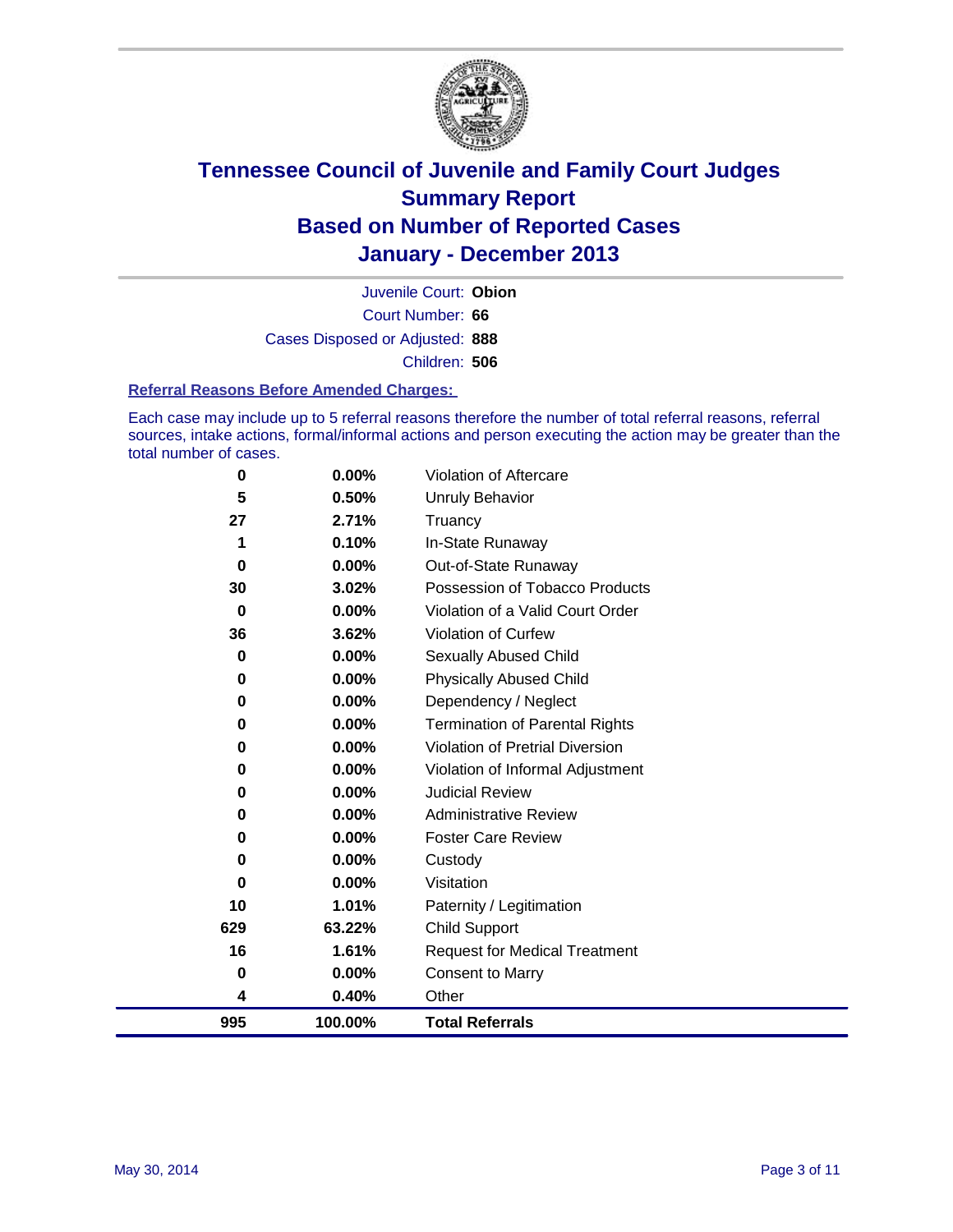# Tennessee Council of Juvenile and Family Court Judges
# Summary Report
# Based on Number of Reported Cases
# January - December 2013

Juvenile Court: **Obion**

Court Number: **66**

Cases Disposed or Adjusted: **888**

Children: **506**

### Referral Reasons Before Amended Charges:

Each case may include up to 5 referral reasons therefore the number of total referral reasons, referral sources, intake actions, formal/informal actions and person executing the action may be greater than the total number of cases.

| | | |
|---|---|---|
| 0 | 0.00% | Violation of Aftercare |
| 5 | 0.50% | Unruly Behavior |
| 27 | 2.71% | Truancy |
| 1 | 0.10% | In-State Runaway |
| 0 | 0.00% | Out-of-State Runaway |
| 30 | 3.02% | Possession of Tobacco Products |
| 0 | 0.00% | Violation of a Valid Court Order |
| 36 | 3.62% | Violation of Curfew |
| 0 | 0.00% | Sexually Abused Child |
| 0 | 0.00% | Physically Abused Child |
| 0 | 0.00% | Dependency / Neglect |
| 0 | 0.00% | Termination of Parental Rights |
| 0 | 0.00% | Violation of Pretrial Diversion |
| 0 | 0.00% | Violation of Informal Adjustment |
| 0 | 0.00% | Judicial Review |
| 0 | 0.00% | Administrative Review |
| 0 | 0.00% | Foster Care Review |
| 0 | 0.00% | Custody |
| 0 | 0.00% | Visitation |
| 10 | 1.01% | Paternity / Legitimation |
| 629 | 63.22% | Child Support |
| 16 | 1.61% | Request for Medical Treatment |
| 0 | 0.00% | Consent to Marry |
| 4 | 0.40% | Other |
| **995** | **100.00%** | **Total Referrals** |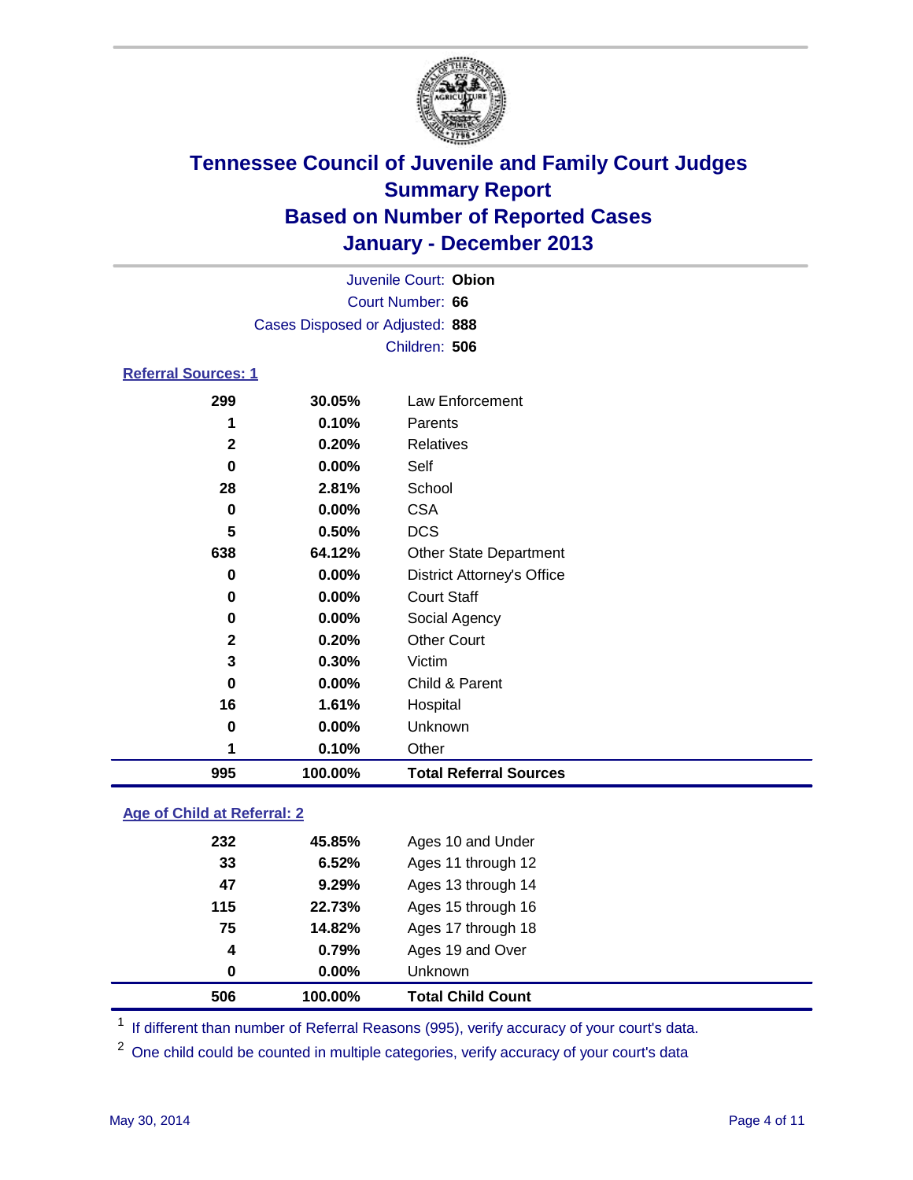# Tennessee Council of Juvenile and Family Court Judges
## Summary Report
## Based on Number of Reported Cases
## January - December 2013

Juvenile Court: **Obion**
Court Number: **66**
Cases Disposed or Adjusted: **888**
Children: **506**

### Referral Sources: 1

| | | |
|---|---|---|
| 299 | 30.05% | Law Enforcement |
| 1 | 0.10% | Parents |
| 2 | 0.20% | Relatives |
| 0 | 0.00% | Self |
| 28 | 2.81% | School |
| 0 | 0.00% | CSA |
| 5 | 0.50% | DCS |
| 638 | 64.12% | Other State Department |
| 0 | 0.00% | District Attorney's Office |
| 0 | 0.00% | Court Staff |
| 0 | 0.00% | Social Agency |
| 2 | 0.20% | Other Court |
| 3 | 0.30% | Victim |
| 0 | 0.00% | Child & Parent |
| 16 | 1.61% | Hospital |
| 0 | 0.00% | Unknown |
| 1 | 0.10% | Other |
| **995** | **100.00%** | **Total Referral Sources** |

### Age of Child at Referral: 2

| | | |
|---|---|---|
| 232 | 45.85% | Ages 10 and Under |
| 33 | 6.52% | Ages 11 through 12 |
| 47 | 9.29% | Ages 13 through 14 |
| 115 | 22.73% | Ages 15 through 16 |
| 75 | 14.82% | Ages 17 through 18 |
| 4 | 0.79% | Ages 19 and Over |
| 0 | 0.00% | Unknown |
| **506** | **100.00%** | **Total Child Count** |

[1] If different than number of Referral Reasons (995), verify accuracy of your court's data.

[2] One child could be counted in multiple categories, verify accuracy of your court's data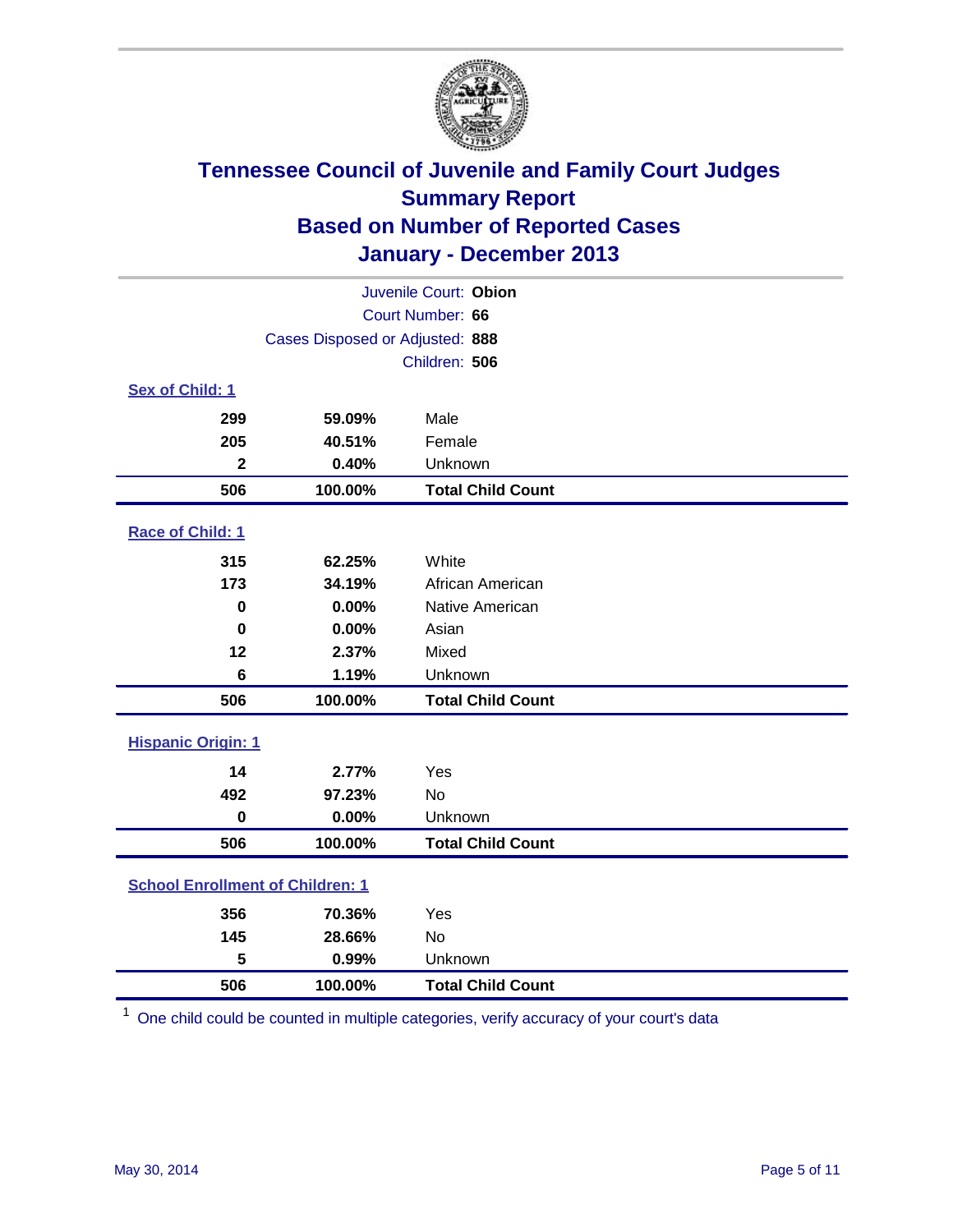# Tennessee Council of Juvenile and Family Court Judges
## Summary Report
## Based on Number of Reported Cases
## January - December 2013

Juvenile Court: **Obion**
Court Number: **66**
Cases Disposed or Adjusted: **888**
Children: **506**

### Sex of Child: 1

| | | |
|---|---|---|
| 299 | 59.09% | Male |
| 205 | 40.51% | Female |
| 2 | 0.40% | Unknown |
| **506** | **100.00%** | **Total Child Count** |

### Race of Child: 1

| | | |
|---|---|---|
| 315 | 62.25% | White |
| 173 | 34.19% | African American |
| 0 | 0.00% | Native American |
| 0 | 0.00% | Asian |
| 12 | 2.37% | Mixed |
| 6 | 1.19% | Unknown |
| **506** | **100.00%** | **Total Child Count** |

### Hispanic Origin: 1

| | | |
|---|---|---|
| 14 | 2.77% | Yes |
| 492 | 97.23% | No |
| 0 | 0.00% | Unknown |
| **506** | **100.00%** | **Total Child Count** |

### School Enrollment of Children: 1

| | | |
|---|---|---|
| 356 | 70.36% | Yes |
| 145 | 28.66% | No |
| 5 | 0.99% | Unknown |
| **506** | **100.00%** | **Total Child Count** |

[1] One child could be counted in multiple categories, verify accuracy of your court's data

May 30, 2014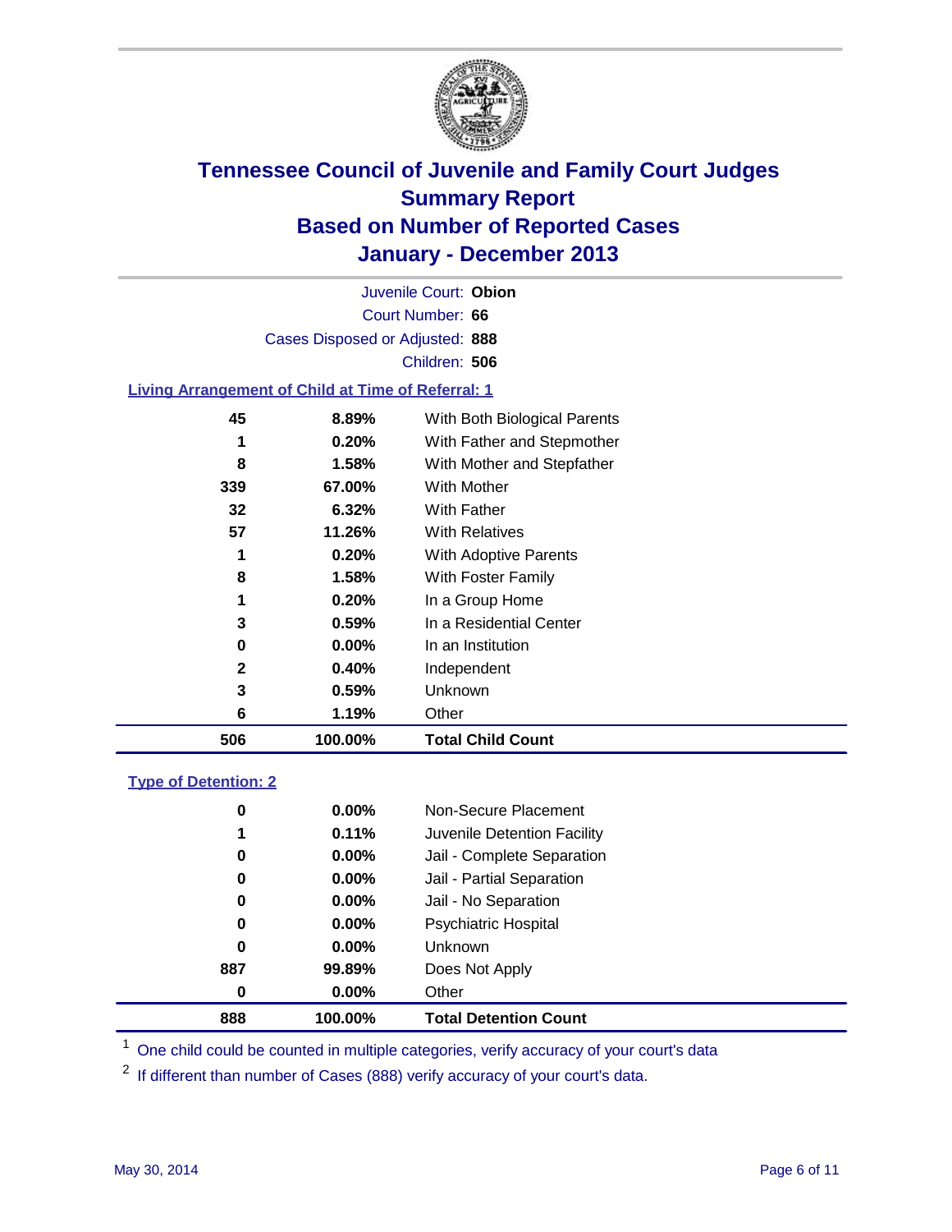# Tennessee Council of Juvenile and Family Court Judges
## Summary Report
## Based on Number of Reported Cases
## January - December 2013

Juvenile Court: **Obion**
Court Number: **66**
Cases Disposed or Adjusted: **888**
Children: **506**

### Living Arrangement of Child at Time of Referral: 1

| | | |
|---|---|---|
| 45 | 8.89% | With Both Biological Parents |
| 1 | 0.20% | With Father and Stepmother |
| 8 | 1.58% | With Mother and Stepfather |
| 339 | 67.00% | With Mother |
| 32 | 6.32% | With Father |
| 57 | 11.26% | With Relatives |
| 1 | 0.20% | With Adoptive Parents |
| 8 | 1.58% | With Foster Family |
| 1 | 0.20% | In a Group Home |
| 3 | 0.59% | In a Residential Center |
| 0 | 0.00% | In an Institution |
| 2 | 0.40% | Independent |
| 3 | 0.59% | Unknown |
| 6 | 1.19% | Other |
| **506** | **100.00%** | **Total Child Count** |

### Type of Detention: 2

| | | |
|---|---|---|
| 0 | 0.00% | Non-Secure Placement |
| 1 | 0.11% | Juvenile Detention Facility |
| 0 | 0.00% | Jail - Complete Separation |
| 0 | 0.00% | Jail - Partial Separation |
| 0 | 0.00% | Jail - No Separation |
| 0 | 0.00% | Psychiatric Hospital |
| 0 | 0.00% | Unknown |
| 887 | 99.89% | Does Not Apply |
| 0 | 0.00% | Other |
| **888** | **100.00%** | **Total Detention Count** |

[1] One child could be counted in multiple categories, verify accuracy of your court's data

[2] If different than number of Cases (888) verify accuracy of your court's data.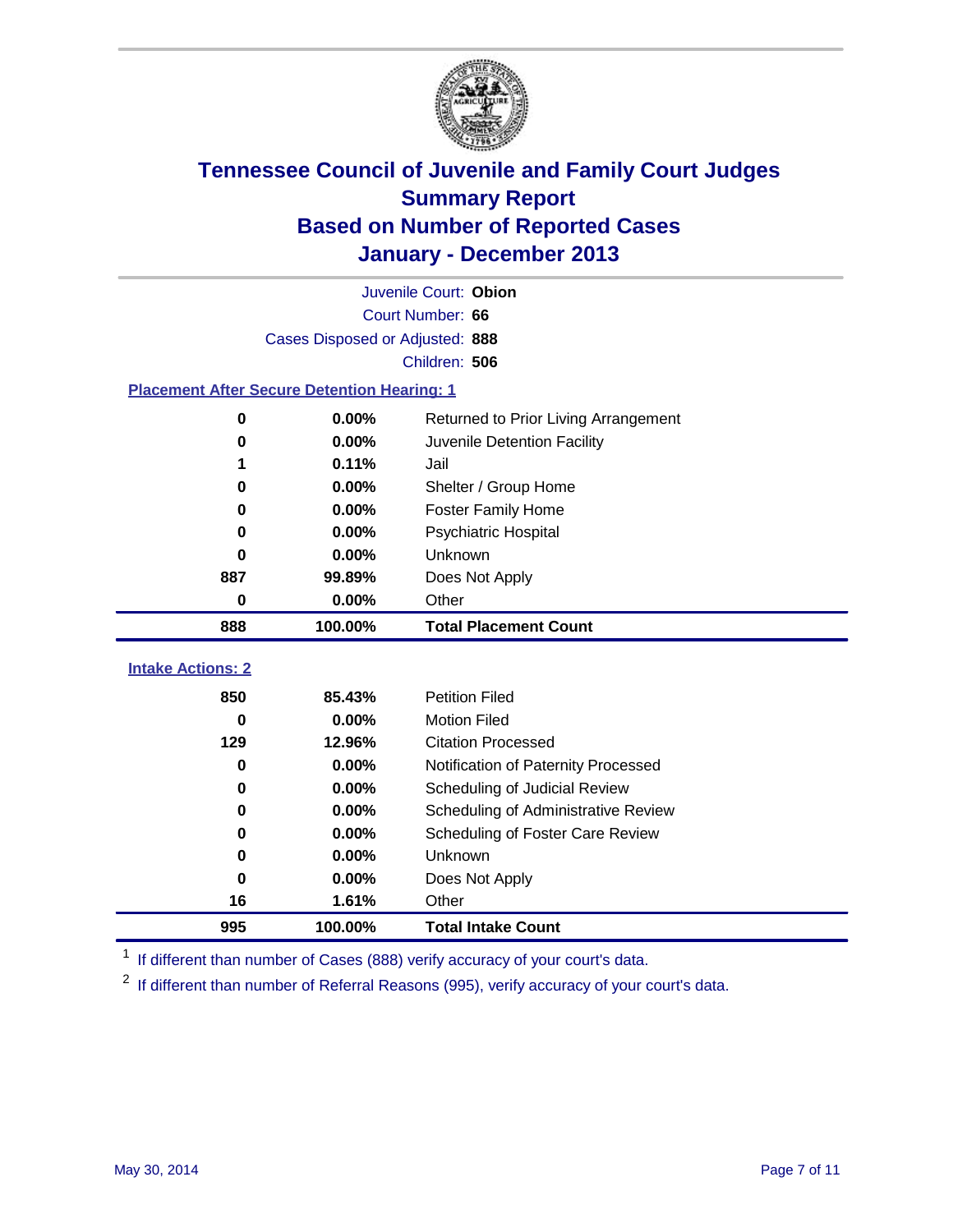# Tennessee Council of Juvenile and Family Court Judges
## Summary Report
## Based on Number of Reported Cases
## January - December 2013

Juvenile Court: **Obion**
Court Number: **66**
Cases Disposed or Adjusted: **888**
Children: **506**

### Placement After Secure Detention Hearing: 1

| | | |
|---|---|---|
| 0 | 0.00% | Returned to Prior Living Arrangement |
| 0 | 0.00% | Juvenile Detention Facility |
| 1 | 0.11% | Jail |
| 0 | 0.00% | Shelter / Group Home |
| 0 | 0.00% | Foster Family Home |
| 0 | 0.00% | Psychiatric Hospital |
| 0 | 0.00% | Unknown |
| 887 | 99.89% | Does Not Apply |
| 0 | 0.00% | Other |
| **888** | **100.00%** | **Total Placement Count** |

### Intake Actions: 2

| | | |
|---|---|---|
| 850 | 85.43% | Petition Filed |
| 0 | 0.00% | Motion Filed |
| 129 | 12.96% | Citation Processed |
| 0 | 0.00% | Notification of Paternity Processed |
| 0 | 0.00% | Scheduling of Judicial Review |
| 0 | 0.00% | Scheduling of Administrative Review |
| 0 | 0.00% | Scheduling of Foster Care Review |
| 0 | 0.00% | Unknown |
| 0 | 0.00% | Does Not Apply |
| 16 | 1.61% | Other |
| **995** | **100.00%** | **Total Intake Count** |

[1] If different than number of Cases (888) verify accuracy of your court's data.

[2] If different than number of Referral Reasons (995), verify accuracy of your court's data.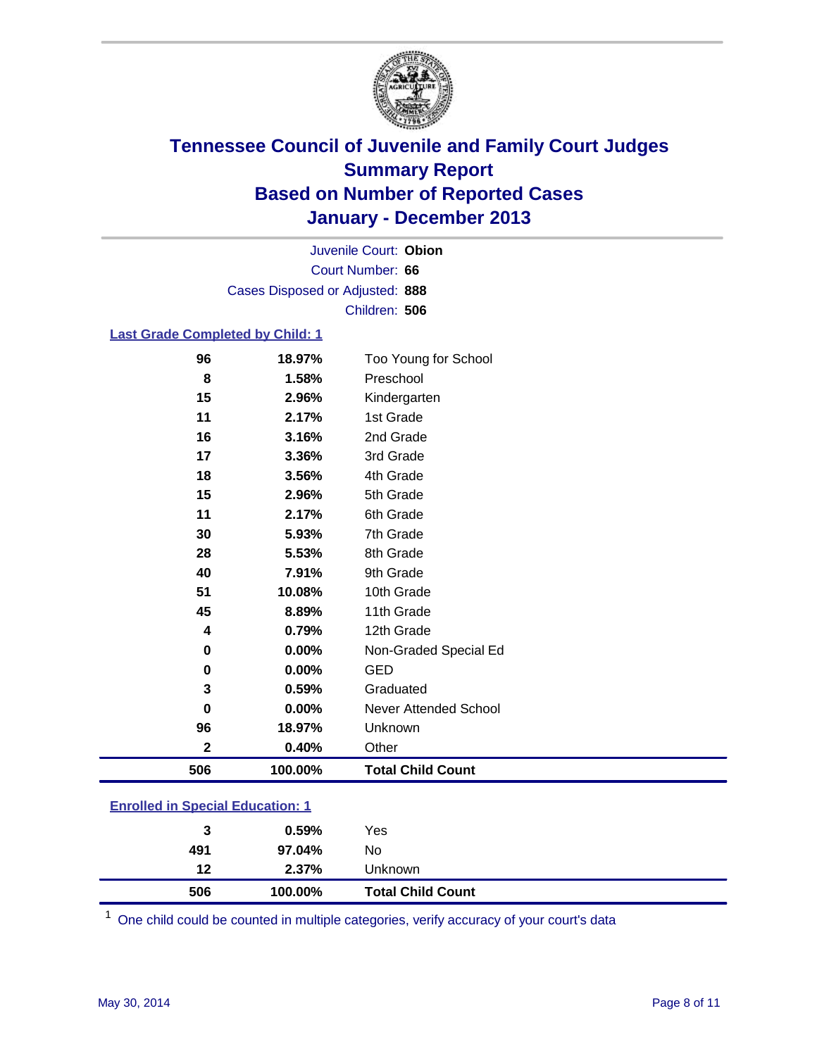# Tennessee Council of Juvenile and Family Court Judges
# Summary Report
# Based on Number of Reported Cases
# January - December 2013

Juvenile Court: **Obion**
Court Number: **66**
Cases Disposed or Adjusted: **888**
Children: **506**

### Last Grade Completed by Child: 1

| | | |
|---|---|---|
| 96 | 18.97% | Too Young for School |
| 8 | 1.58% | Preschool |
| 15 | 2.96% | Kindergarten |
| 11 | 2.17% | 1st Grade |
| 16 | 3.16% | 2nd Grade |
| 17 | 3.36% | 3rd Grade |
| 18 | 3.56% | 4th Grade |
| 15 | 2.96% | 5th Grade |
| 11 | 2.17% | 6th Grade |
| 30 | 5.93% | 7th Grade |
| 28 | 5.53% | 8th Grade |
| 40 | 7.91% | 9th Grade |
| 51 | 10.08% | 10th Grade |
| 45 | 8.89% | 11th Grade |
| 4 | 0.79% | 12th Grade |
| 0 | 0.00% | Non-Graded Special Ed |
| 0 | 0.00% | GED |
| 3 | 0.59% | Graduated |
| 0 | 0.00% | Never Attended School |
| 96 | 18.97% | Unknown |
| 2 | 0.40% | Other |
| **506** | **100.00%** | **Total Child Count** |

### Enrolled in Special Education: 1

| | | |
|---|---|---|
| 3 | 0.59% | Yes |
| 491 | 97.04% | No |
| 12 | 2.37% | Unknown |
| **506** | **100.00%** | **Total Child Count** |

[1] One child could be counted in multiple categories, verify accuracy of your court's data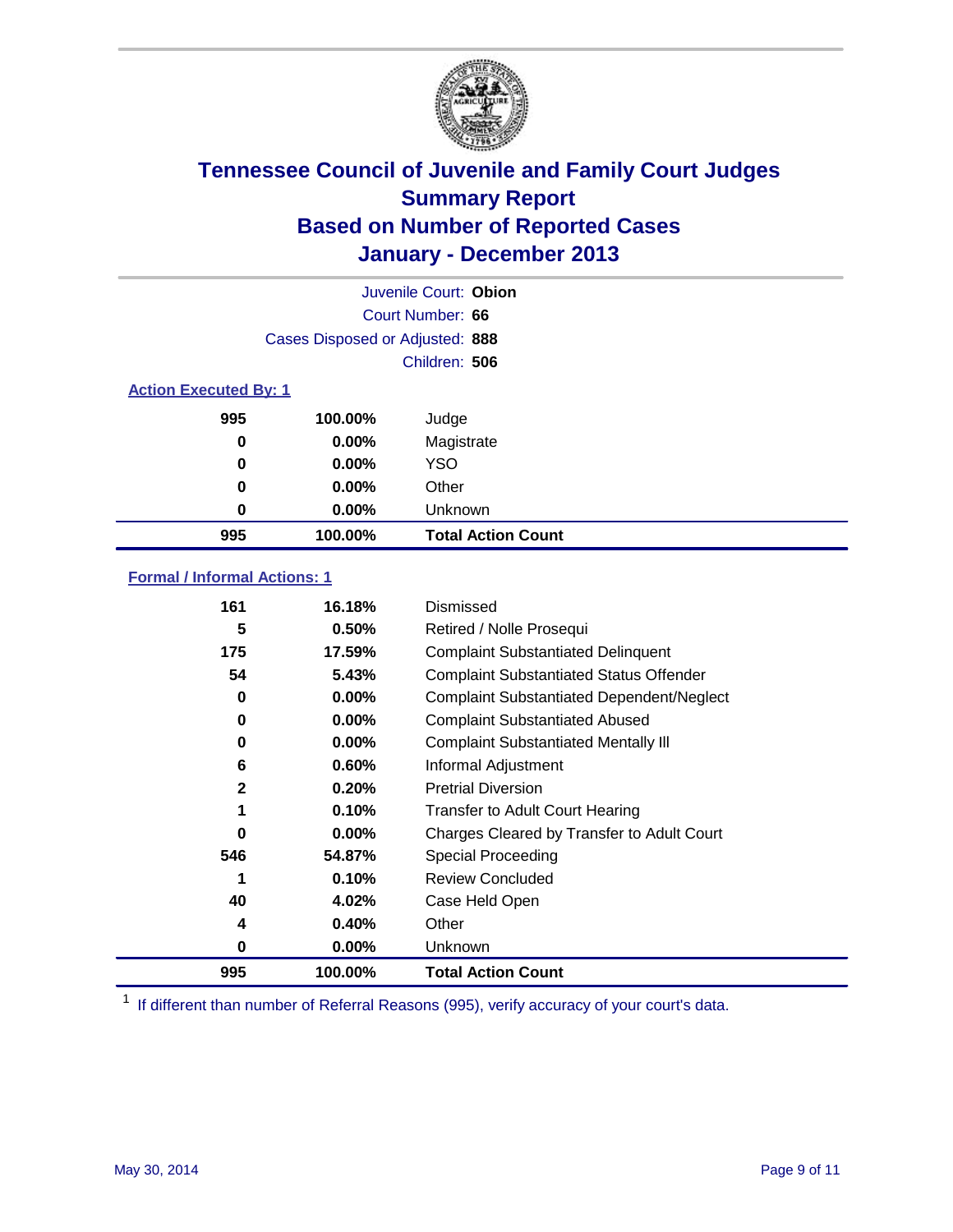# Tennessee Council of Juvenile and Family Court Judges
## Summary Report
## Based on Number of Reported Cases
## January - December 2013

Juvenile Court: **Obion**
Court Number: **66**
Cases Disposed or Adjusted: **888**
Children: **506**

### Action Executed By: 1

| | | |
|---|---|---|
| 995 | 100.00% | Judge |
| 0 | 0.00% | Magistrate |
| 0 | 0.00% | YSO |
| 0 | 0.00% | Other |
| 0 | 0.00% | Unknown |
| **995** | **100.00%** | **Total Action Count** |

### Formal / Informal Actions: 1

| | | |
|---|---|---|
| 161 | 16.18% | Dismissed |
| 5 | 0.50% | Retired / Nolle Prosequi |
| 175 | 17.59% | Complaint Substantiated Delinquent |
| 54 | 5.43% | Complaint Substantiated Status Offender |
| 0 | 0.00% | Complaint Substantiated Dependent/Neglect |
| 0 | 0.00% | Complaint Substantiated Abused |
| 0 | 0.00% | Complaint Substantiated Mentally Ill |
| 6 | 0.60% | Informal Adjustment |
| 2 | 0.20% | Pretrial Diversion |
| 1 | 0.10% | Transfer to Adult Court Hearing |
| 0 | 0.00% | Charges Cleared by Transfer to Adult Court |
| 546 | 54.87% | Special Proceeding |
| 1 | 0.10% | Review Concluded |
| 40 | 4.02% | Case Held Open |
| 4 | 0.40% | Other |
| 0 | 0.00% | Unknown |
| **995** | **100.00%** | **Total Action Count** |

[1] If different than number of Referral Reasons (995), verify accuracy of your court's data.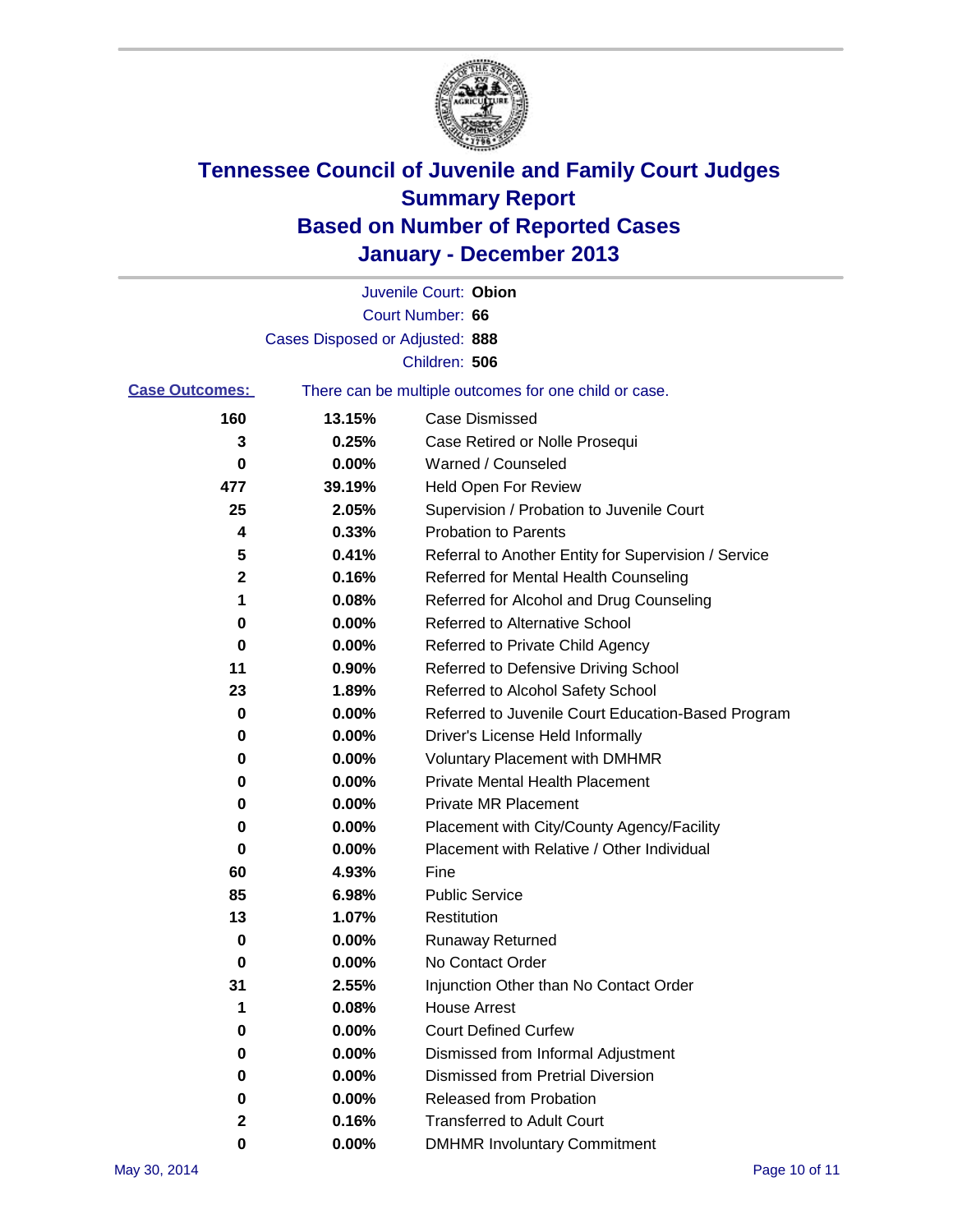# Tennessee Council of Juvenile and Family Court Judges
# Summary Report
# Based on Number of Reported Cases
# January - December 2013

Juvenile Court: **Obion**
Court Number: **66**
Cases Disposed or Adjusted: **888**
Children: **506**

**Case Outcomes:** There can be multiple outcomes for one child or case.

| | | |
|---|---|---|
| 160 | 13.15% | Case Dismissed |
| 3 | 0.25% | Case Retired or Nolle Prosequi |
| 0 | 0.00% | Warned / Counseled |
| 477 | 39.19% | Held Open For Review |
| 25 | 2.05% | Supervision / Probation to Juvenile Court |
| 4 | 0.33% | Probation to Parents |
| 5 | 0.41% | Referral to Another Entity for Supervision / Service |
| 2 | 0.16% | Referred for Mental Health Counseling |
| 1 | 0.08% | Referred for Alcohol and Drug Counseling |
| 0 | 0.00% | Referred to Alternative School |
| 0 | 0.00% | Referred to Private Child Agency |
| 11 | 0.90% | Referred to Defensive Driving School |
| 23 | 1.89% | Referred to Alcohol Safety School |
| 0 | 0.00% | Referred to Juvenile Court Education-Based Program |
| 0 | 0.00% | Driver's License Held Informally |
| 0 | 0.00% | Voluntary Placement with DMHMR |
| 0 | 0.00% | Private Mental Health Placement |
| 0 | 0.00% | Private MR Placement |
| 0 | 0.00% | Placement with City/County Agency/Facility |
| 0 | 0.00% | Placement with Relative / Other Individual |
| 60 | 4.93% | Fine |
| 85 | 6.98% | Public Service |
| 13 | 1.07% | Restitution |
| 0 | 0.00% | Runaway Returned |
| 0 | 0.00% | No Contact Order |
| 31 | 2.55% | Injunction Other than No Contact Order |
| 1 | 0.08% | House Arrest |
| 0 | 0.00% | Court Defined Curfew |
| 0 | 0.00% | Dismissed from Informal Adjustment |
| 0 | 0.00% | Dismissed from Pretrial Diversion |
| 0 | 0.00% | Released from Probation |
| 2 | 0.16% | Transferred to Adult Court |
| 0 | 0.00% | DMHMR Involuntary Commitment |

May 30, 2014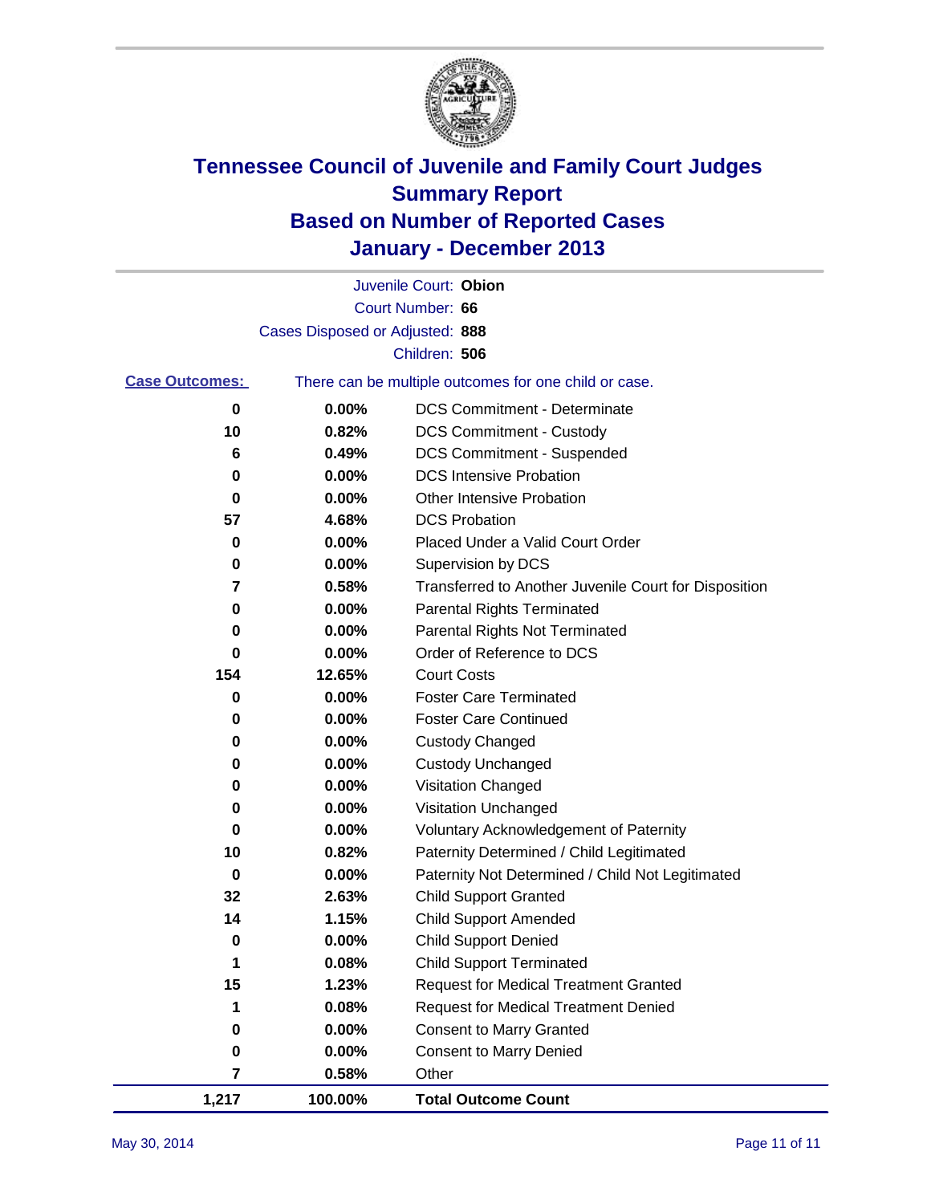# Tennessee Council of Juvenile and Family Court Judges
## Summary Report
## Based on Number of Reported Cases
## January - December 2013

Juvenile Court: **Obion**

Court Number: **66**

Cases Disposed or Adjusted: **888**

Children: **506**

**Case Outcomes:** There can be multiple outcomes for one child or case.

| | | |
|---|---|---|
| 0 | 0.00% | DCS Commitment - Determinate |
| 10 | 0.82% | DCS Commitment - Custody |
| 6 | 0.49% | DCS Commitment - Suspended |
| 0 | 0.00% | DCS Intensive Probation |
| 0 | 0.00% | Other Intensive Probation |
| 57 | 4.68% | DCS Probation |
| 0 | 0.00% | Placed Under a Valid Court Order |
| 0 | 0.00% | Supervision by DCS |
| 7 | 0.58% | Transferred to Another Juvenile Court for Disposition |
| 0 | 0.00% | Parental Rights Terminated |
| 0 | 0.00% | Parental Rights Not Terminated |
| 0 | 0.00% | Order of Reference to DCS |
| 154 | 12.65% | Court Costs |
| 0 | 0.00% | Foster Care Terminated |
| 0 | 0.00% | Foster Care Continued |
| 0 | 0.00% | Custody Changed |
| 0 | 0.00% | Custody Unchanged |
| 0 | 0.00% | Visitation Changed |
| 0 | 0.00% | Visitation Unchanged |
| 0 | 0.00% | Voluntary Acknowledgement of Paternity |
| 10 | 0.82% | Paternity Determined / Child Legitimated |
| 0 | 0.00% | Paternity Not Determined / Child Not Legitimated |
| 32 | 2.63% | Child Support Granted |
| 14 | 1.15% | Child Support Amended |
| 0 | 0.00% | Child Support Denied |
| 1 | 0.08% | Child Support Terminated |
| 15 | 1.23% | Request for Medical Treatment Granted |
| 1 | 0.08% | Request for Medical Treatment Denied |
| 0 | 0.00% | Consent to Marry Granted |
| 0 | 0.00% | Consent to Marry Denied |
| 7 | 0.58% | Other |
| **1,217** | **100.00%** | **Total Outcome Count** |

May 30, 2014